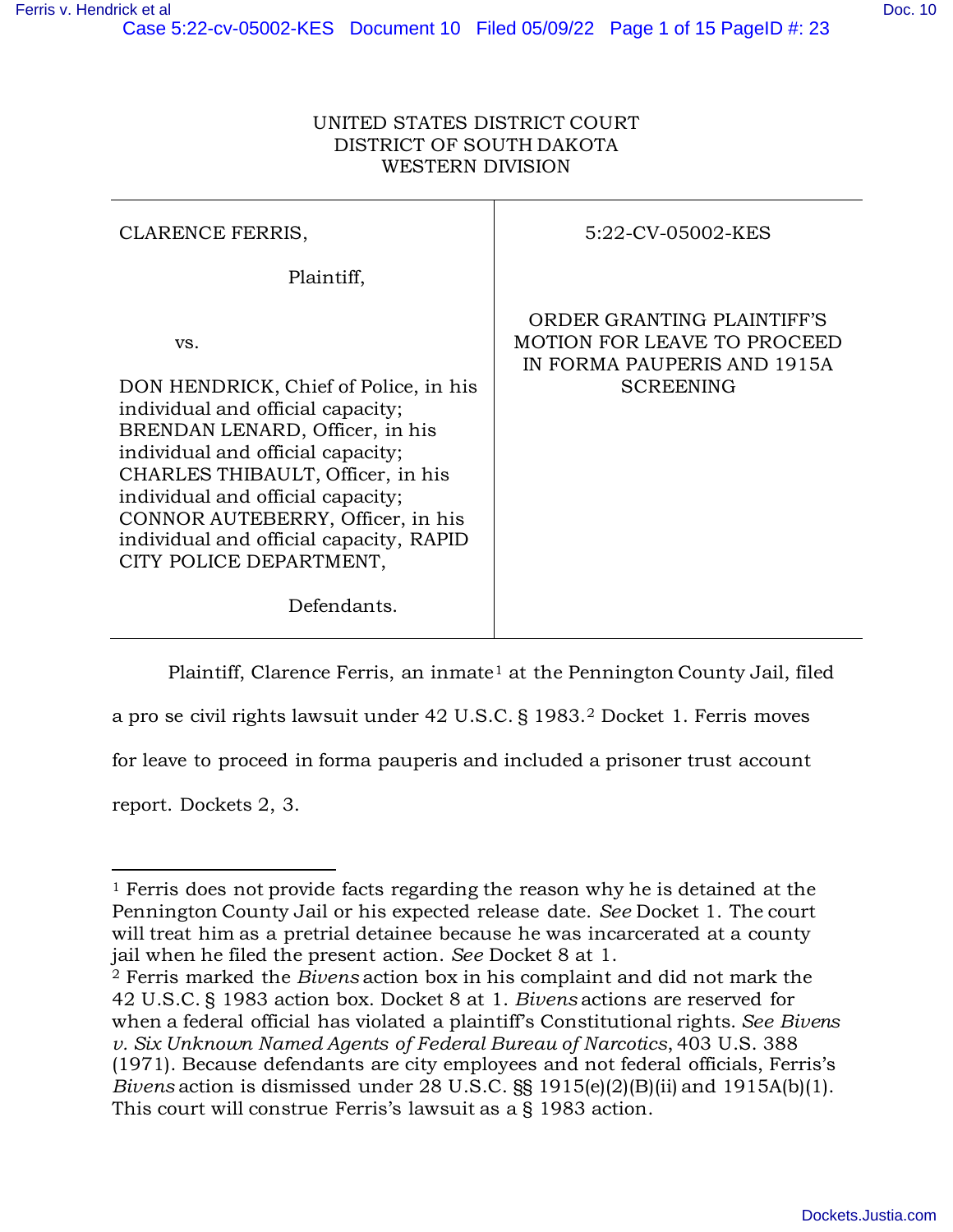UNITED STATES DISTRICT COURT
DISTRICT OF SOUTH DAKOTA
WESTERN DIVISION

| | |
|---|---|
| CLARENCE FERRIS,<br><br>Plaintiff,<br><br>vs.<br><br>DON HENDRICK, Chief of Police, in his individual and official capacity; BRENDAN LENARD, Officer, in his individual and official capacity; CHARLES THIBAULT, Officer, in his individual and official capacity; CONNOR AUTEBERRY, Officer, in his individual and official capacity, RAPID CITY POLICE DEPARTMENT,<br><br>Defendants. | 5:22-CV-05002-KES<br><br>ORDER GRANTING PLAINTIFF'S MOTION FOR LEAVE TO PROCEED IN FORMA PAUPERIS AND 1915A SCREENING |

Plaintiff, Clarence Ferris, an inmate[1] at the Pennington County Jail, filed a pro se civil rights lawsuit under 42 U.S.C. § 1983.[2] Docket 1. Ferris moves for leave to proceed in forma pauperis and included a prisoner trust account report. Dockets 2, 3.

---

[1] Ferris does not provide facts regarding the reason why he is detained at the Pennington County Jail or his expected release date. *See* Docket 1. The court will treat him as a pretrial detainee because he was incarcerated at a county jail when he filed the present action. *See* Docket 8 at 1.

[2] Ferris marked the *Bivens* action box in his complaint and did not mark the 42 U.S.C. § 1983 action box. Docket 8 at 1. *Bivens* actions are reserved for when a federal official has violated a plaintiff's Constitutional rights. *See Bivens v. Six Unknown Named Agents of Federal Bureau of Narcotics*, 403 U.S. 388 (1971). Because defendants are city employees and not federal officials, Ferris's *Bivens* action is dismissed under 28 U.S.C. §§ 1915(e)(2)(B)(ii) and 1915A(b)(1). This court will construe Ferris's lawsuit as a § 1983 action.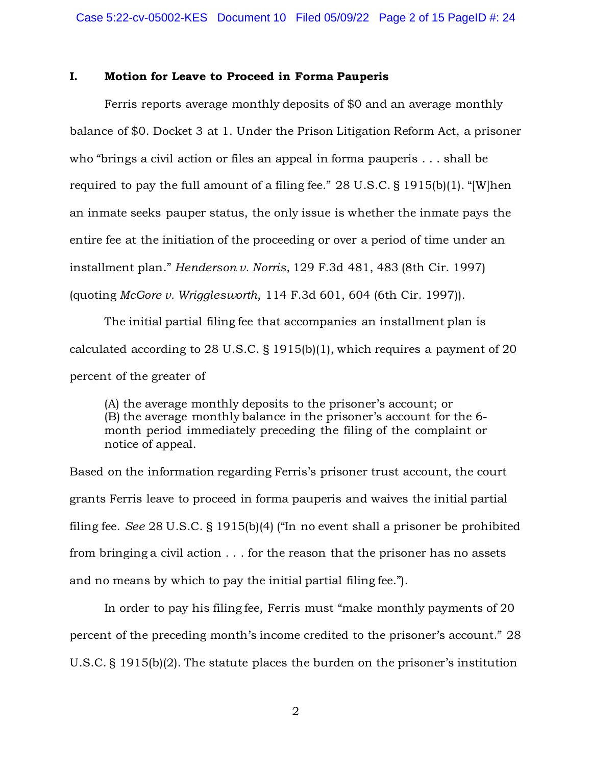## I. Motion for Leave to Proceed in Forma Pauperis

Ferris reports average monthly deposits of $0 and an average monthly balance of $0. Docket 3 at 1. Under the Prison Litigation Reform Act, a prisoner who "brings a civil action or files an appeal in forma pauperis . . . shall be required to pay the full amount of a filing fee." 28 U.S.C. § 1915(b)(1). "[W]hen an inmate seeks pauper status, the only issue is whether the inmate pays the entire fee at the initiation of the proceeding or over a period of time under an installment plan." *Henderson v. Norris*, 129 F.3d 481, 483 (8th Cir. 1997) (quoting *McGore v. Wrigglesworth*, 114 F.3d 601, 604 (6th Cir. 1997)).

The initial partial filing fee that accompanies an installment plan is calculated according to 28 U.S.C. § 1915(b)(1), which requires a payment of 20 percent of the greater of

> (A) the average monthly deposits to the prisoner's account; or
> (B) the average monthly balance in the prisoner's account for the 6-month period immediately preceding the filing of the complaint or notice of appeal.

Based on the information regarding Ferris's prisoner trust account, the court grants Ferris leave to proceed in forma pauperis and waives the initial partial filing fee. *See* 28 U.S.C. § 1915(b)(4) ("In no event shall a prisoner be prohibited from bringing a civil action . . . for the reason that the prisoner has no assets and no means by which to pay the initial partial filing fee.").

In order to pay his filing fee, Ferris must "make monthly payments of 20 percent of the preceding month's income credited to the prisoner's account." 28 U.S.C. § 1915(b)(2). The statute places the burden on the prisoner's institution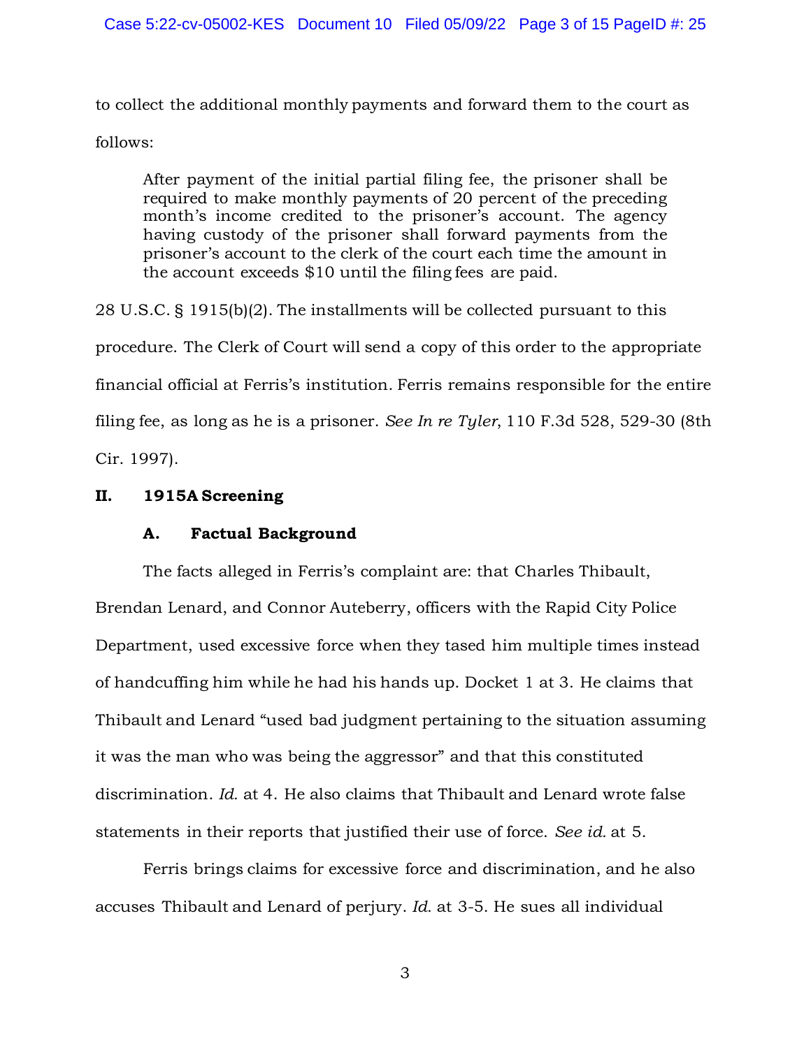to collect the additional monthly payments and forward them to the court as follows:

> After payment of the initial partial filing fee, the prisoner shall be required to make monthly payments of 20 percent of the preceding month's income credited to the prisoner's account. The agency having custody of the prisoner shall forward payments from the prisoner's account to the clerk of the court each time the amount in the account exceeds $10 until the filing fees are paid.

28 U.S.C. § 1915(b)(2). The installments will be collected pursuant to this procedure. The Clerk of Court will send a copy of this order to the appropriate financial official at Ferris's institution. Ferris remains responsible for the entire filing fee, as long as he is a prisoner. *See In re Tyler*, 110 F.3d 528, 529-30 (8th Cir. 1997).

## II. 1915A Screening

### A. Factual Background

The facts alleged in Ferris's complaint are: that Charles Thibault, Brendan Lenard, and Connor Auteberry, officers with the Rapid City Police Department, used excessive force when they tased him multiple times instead of handcuffing him while he had his hands up. Docket 1 at 3. He claims that Thibault and Lenard "used bad judgment pertaining to the situation assuming it was the man who was being the aggressor" and that this constituted discrimination. *Id.* at 4. He also claims that Thibault and Lenard wrote false statements in their reports that justified their use of force. *See id.* at 5.

Ferris brings claims for excessive force and discrimination, and he also accuses Thibault and Lenard of perjury. *Id.* at 3-5. He sues all individual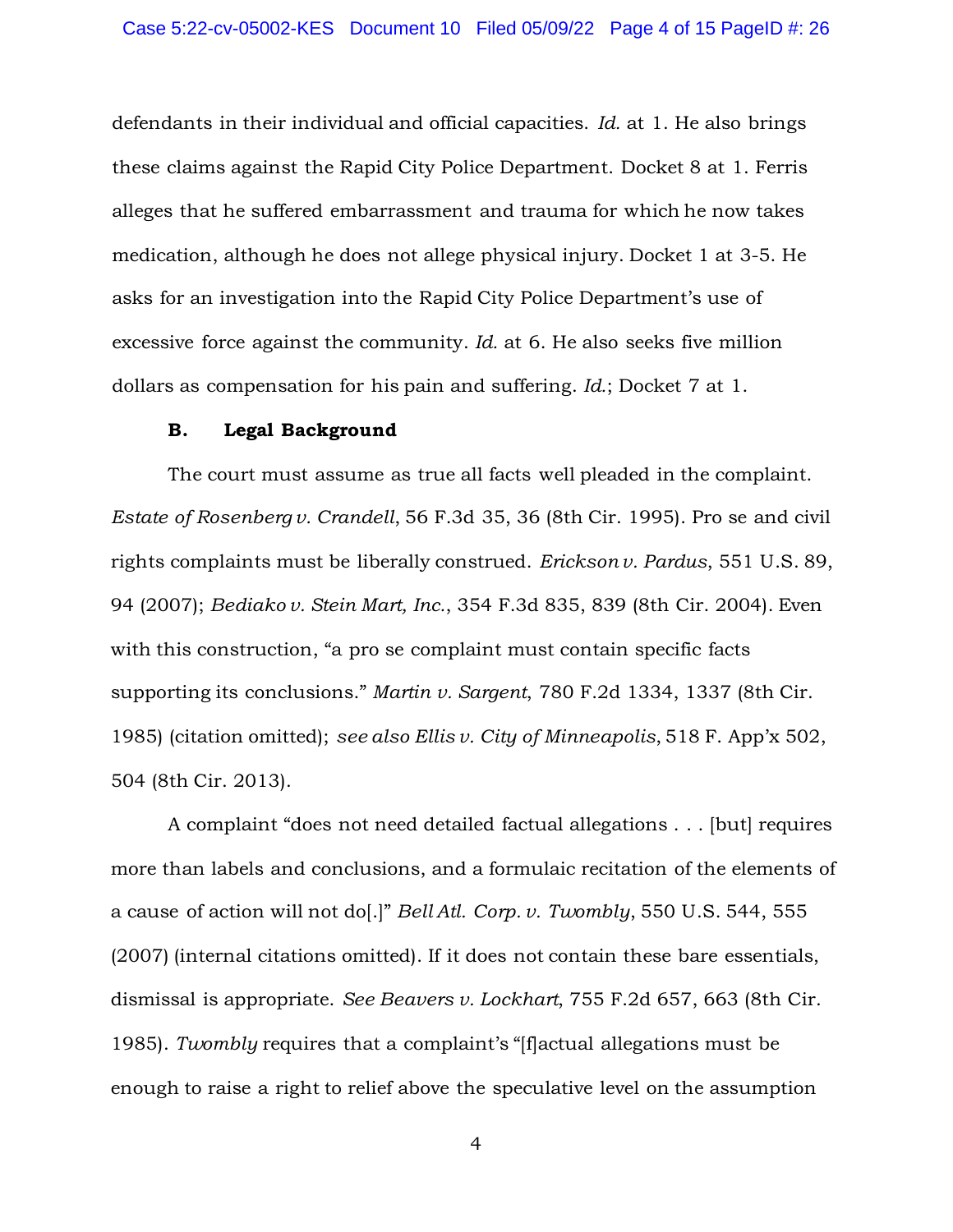defendants in their individual and official capacities. *Id.* at 1. He also brings these claims against the Rapid City Police Department. Docket 8 at 1. Ferris alleges that he suffered embarrassment and trauma for which he now takes medication, although he does not allege physical injury. Docket 1 at 3-5. He asks for an investigation into the Rapid City Police Department's use of excessive force against the community. *Id.* at 6. He also seeks five million dollars as compensation for his pain and suffering. *Id.*; Docket 7 at 1.

### B. Legal Background

The court must assume as true all facts well pleaded in the complaint. *Estate of Rosenberg v. Crandell*, 56 F.3d 35, 36 (8th Cir. 1995). Pro se and civil rights complaints must be liberally construed. *Erickson v. Pardus*, 551 U.S. 89, 94 (2007); *Bediako v. Stein Mart, Inc.*, 354 F.3d 835, 839 (8th Cir. 2004). Even with this construction, "a pro se complaint must contain specific facts supporting its conclusions." *Martin v. Sargent*, 780 F.2d 1334, 1337 (8th Cir. 1985) (citation omitted); *see also Ellis v. City of Minneapolis*, 518 F. App'x 502, 504 (8th Cir. 2013).

A complaint "does not need detailed factual allegations . . . [but] requires more than labels and conclusions, and a formulaic recitation of the elements of a cause of action will not do[.]" *Bell Atl. Corp. v. Twombly*, 550 U.S. 544, 555 (2007) (internal citations omitted). If it does not contain these bare essentials, dismissal is appropriate. *See Beavers v. Lockhart*, 755 F.2d 657, 663 (8th Cir. 1985). *Twombly* requires that a complaint's "[f]actual allegations must be enough to raise a right to relief above the speculative level on the assumption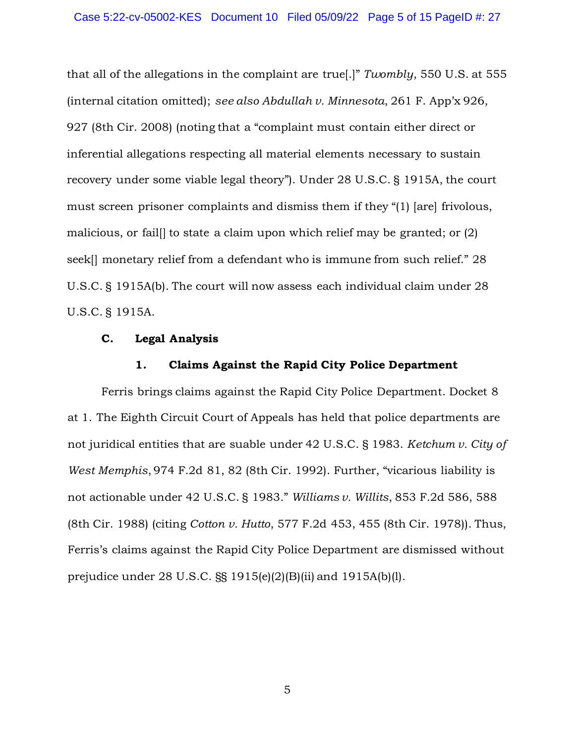that all of the allegations in the complaint are true[.]" *Twombly*, 550 U.S. at 555 (internal citation omitted); *see also Abdullah v. Minnesota*, 261 F. App'x 926, 927 (8th Cir. 2008) (noting that a "complaint must contain either direct or inferential allegations respecting all material elements necessary to sustain recovery under some viable legal theory"). Under 28 U.S.C. § 1915A, the court must screen prisoner complaints and dismiss them if they "(1) [are] frivolous, malicious, or fail[] to state a claim upon which relief may be granted; or (2) seek[] monetary relief from a defendant who is immune from such relief." 28 U.S.C. § 1915A(b). The court will now assess each individual claim under 28 U.S.C. § 1915A.

### C. Legal Analysis

#### 1. Claims Against the Rapid City Police Department

Ferris brings claims against the Rapid City Police Department. Docket 8 at 1. The Eighth Circuit Court of Appeals has held that police departments are not juridical entities that are suable under 42 U.S.C. § 1983. *Ketchum v. City of West Memphis*, 974 F.2d 81, 82 (8th Cir. 1992). Further, "vicarious liability is not actionable under 42 U.S.C. § 1983." *Williams v. Willits*, 853 F.2d 586, 588 (8th Cir. 1988) (citing *Cotton v. Hutto*, 577 F.2d 453, 455 (8th Cir. 1978)). Thus, Ferris's claims against the Rapid City Police Department are dismissed without prejudice under 28 U.S.C. §§ 1915(e)(2)(B)(ii) and 1915A(b)(l).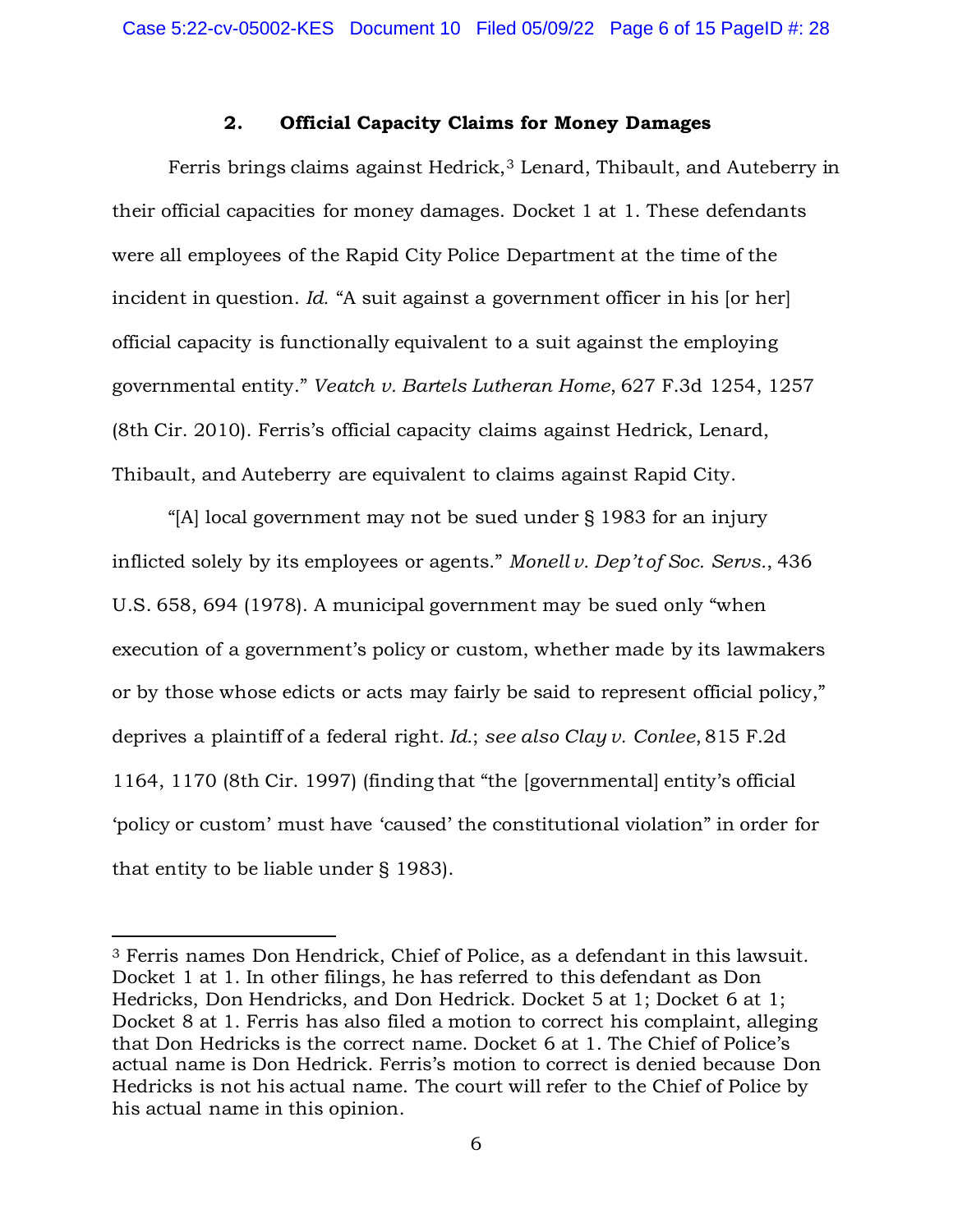### 2. Official Capacity Claims for Money Damages

Ferris brings claims against Hedrick,[3] Lenard, Thibault, and Auteberry in their official capacities for money damages. Docket 1 at 1. These defendants were all employees of the Rapid City Police Department at the time of the incident in question. *Id.* "A suit against a government officer in his [or her] official capacity is functionally equivalent to a suit against the employing governmental entity." *Veatch v. Bartels Lutheran Home*, 627 F.3d 1254, 1257 (8th Cir. 2010). Ferris's official capacity claims against Hedrick, Lenard, Thibault, and Auteberry are equivalent to claims against Rapid City.

"[A] local government may not be sued under § 1983 for an injury inflicted solely by its employees or agents." *Monell v. Dep't of Soc. Servs.*, 436 U.S. 658, 694 (1978). A municipal government may be sued only "when execution of a government's policy or custom, whether made by its lawmakers or by those whose edicts or acts may fairly be said to represent official policy," deprives a plaintiff of a federal right. *Id.*; *see also Clay v. Conlee*, 815 F.2d 1164, 1170 (8th Cir. 1997) (finding that "the [governmental] entity's official 'policy or custom' must have 'caused' the constitutional violation" in order for that entity to be liable under § 1983).

---

[3] Ferris names Don Hendrick, Chief of Police, as a defendant in this lawsuit. Docket 1 at 1. In other filings, he has referred to this defendant as Don Hedricks, Don Hendricks, and Don Hedrick. Docket 5 at 1; Docket 6 at 1; Docket 8 at 1. Ferris has also filed a motion to correct his complaint, alleging that Don Hedricks is the correct name. Docket 6 at 1. The Chief of Police's actual name is Don Hedrick. Ferris's motion to correct is denied because Don Hedricks is not his actual name. The court will refer to the Chief of Police by his actual name in this opinion.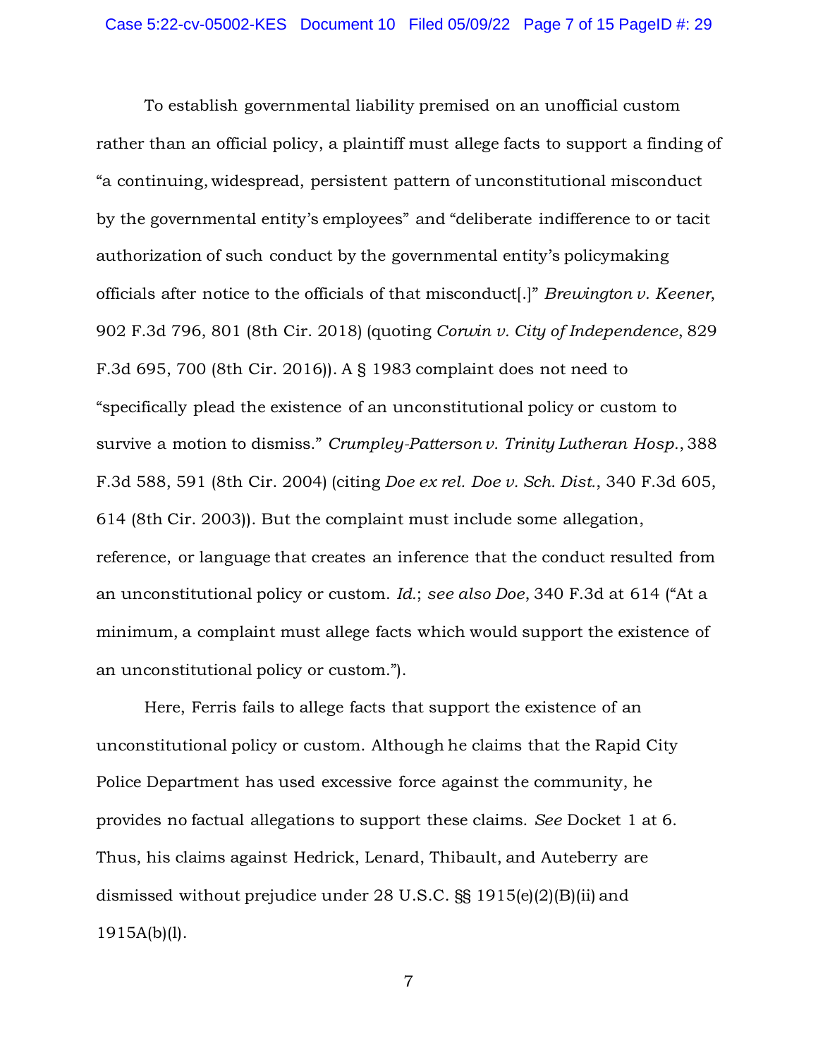To establish governmental liability premised on an unofficial custom rather than an official policy, a plaintiff must allege facts to support a finding of "a continuing, widespread, persistent pattern of unconstitutional misconduct by the governmental entity's employees" and "deliberate indifference to or tacit authorization of such conduct by the governmental entity's policymaking officials after notice to the officials of that misconduct[.]" *Brewington v. Keener*, 902 F.3d 796, 801 (8th Cir. 2018) (quoting *Corwin v. City of Independence*, 829 F.3d 695, 700 (8th Cir. 2016)). A § 1983 complaint does not need to "specifically plead the existence of an unconstitutional policy or custom to survive a motion to dismiss." *Crumpley-Patterson v. Trinity Lutheran Hosp.*, 388 F.3d 588, 591 (8th Cir. 2004) (citing *Doe ex rel. Doe v. Sch. Dist.*, 340 F.3d 605, 614 (8th Cir. 2003)). But the complaint must include some allegation, reference, or language that creates an inference that the conduct resulted from an unconstitutional policy or custom. *Id.*; *see also Doe*, 340 F.3d at 614 ("At a minimum, a complaint must allege facts which would support the existence of an unconstitutional policy or custom.").

Here, Ferris fails to allege facts that support the existence of an unconstitutional policy or custom. Although he claims that the Rapid City Police Department has used excessive force against the community, he provides no factual allegations to support these claims. *See* Docket 1 at 6. Thus, his claims against Hedrick, Lenard, Thibault, and Auteberry are dismissed without prejudice under 28 U.S.C. §§ 1915(e)(2)(B)(ii) and 1915A(b)(l).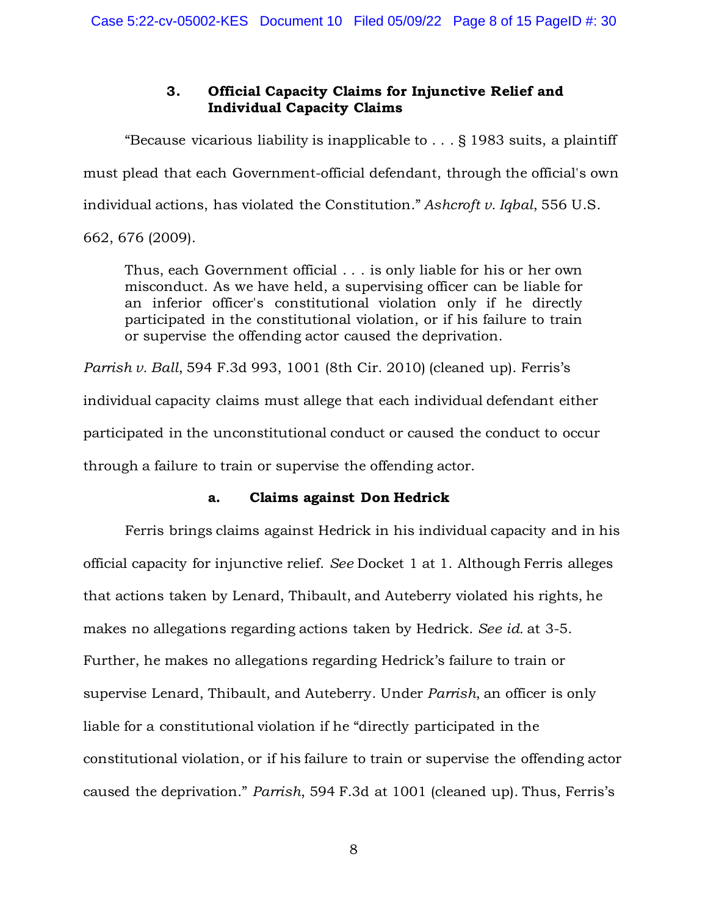### 3. Official Capacity Claims for Injunctive Relief and Individual Capacity Claims

"Because vicarious liability is inapplicable to . . . § 1983 suits, a plaintiff must plead that each Government-official defendant, through the official's own individual actions, has violated the Constitution." *Ashcroft v. Iqbal*, 556 U.S. 662, 676 (2009).

> Thus, each Government official . . . is only liable for his or her own misconduct. As we have held, a supervising officer can be liable for an inferior officer's constitutional violation only if he directly participated in the constitutional violation, or if his failure to train or supervise the offending actor caused the deprivation.

*Parrish v. Ball*, 594 F.3d 993, 1001 (8th Cir. 2010) (cleaned up). Ferris's individual capacity claims must allege that each individual defendant either participated in the unconstitutional conduct or caused the conduct to occur through a failure to train or supervise the offending actor.

#### a. Claims against Don Hedrick

Ferris brings claims against Hedrick in his individual capacity and in his official capacity for injunctive relief. *See* Docket 1 at 1. Although Ferris alleges that actions taken by Lenard, Thibault, and Auteberry violated his rights, he makes no allegations regarding actions taken by Hedrick. *See id.* at 3-5. Further, he makes no allegations regarding Hedrick's failure to train or supervise Lenard, Thibault, and Auteberry. Under *Parrish*, an officer is only liable for a constitutional violation if he "directly participated in the constitutional violation, or if his failure to train or supervise the offending actor caused the deprivation." *Parrish*, 594 F.3d at 1001 (cleaned up). Thus, Ferris's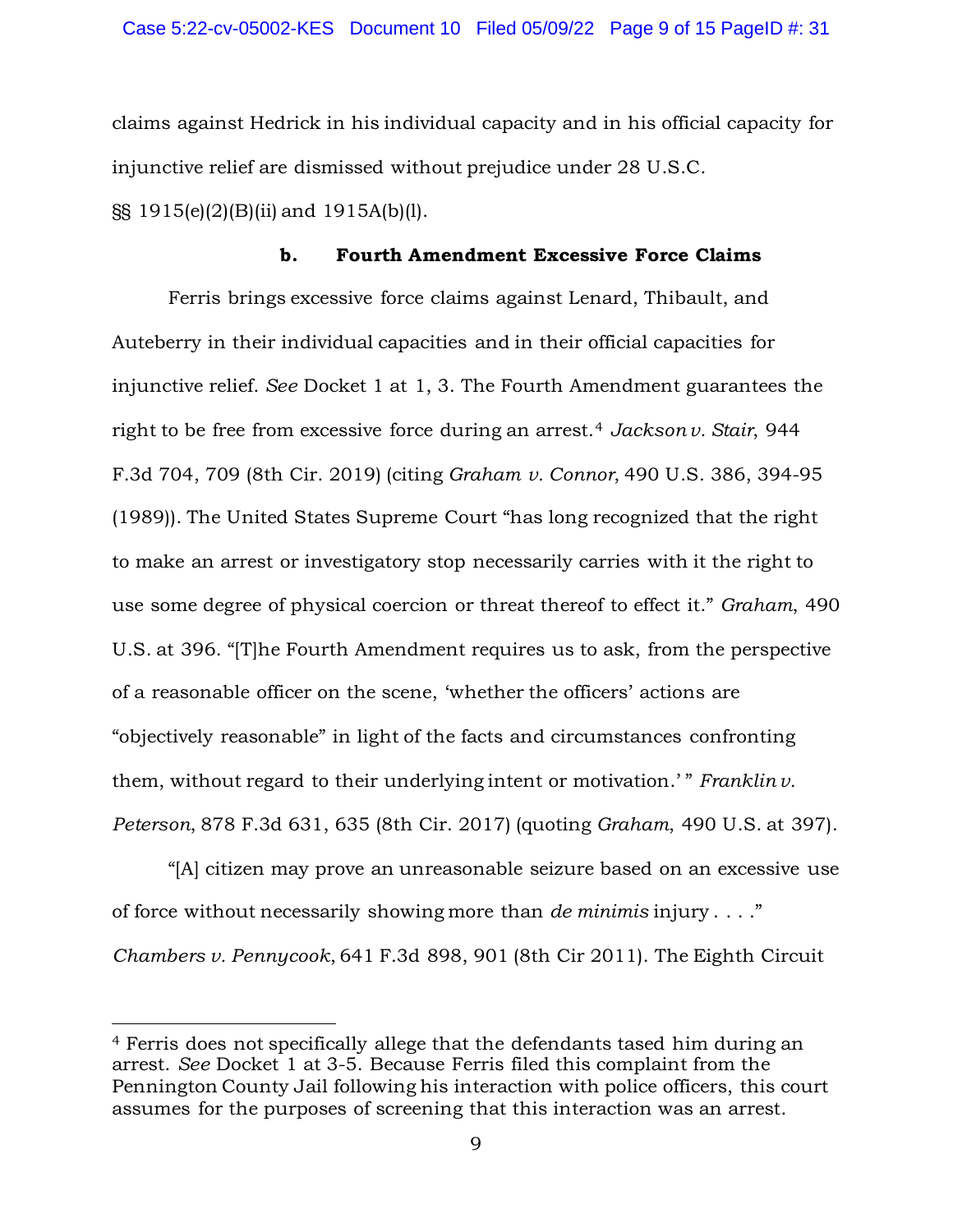claims against Hedrick in his individual capacity and in his official capacity for injunctive relief are dismissed without prejudice under 28 U.S.C. §§ 1915(e)(2)(B)(ii) and 1915A(b)(l).

### b. Fourth Amendment Excessive Force Claims

Ferris brings excessive force claims against Lenard, Thibault, and Auteberry in their individual capacities and in their official capacities for injunctive relief. *See* Docket 1 at 1, 3. The Fourth Amendment guarantees the right to be free from excessive force during an arrest.[4] *Jackson v. Stair*, 944 F.3d 704, 709 (8th Cir. 2019) (citing *Graham v. Connor*, 490 U.S. 386, 394-95 (1989)). The United States Supreme Court "has long recognized that the right to make an arrest or investigatory stop necessarily carries with it the right to use some degree of physical coercion or threat thereof to effect it." *Graham*, 490 U.S. at 396. "[T]he Fourth Amendment requires us to ask, from the perspective of a reasonable officer on the scene, 'whether the officers' actions are "objectively reasonable" in light of the facts and circumstances confronting them, without regard to their underlying intent or motivation.' " *Franklin v. Peterson*, 878 F.3d 631, 635 (8th Cir. 2017) (quoting *Graham*, 490 U.S. at 397).

"[A] citizen may prove an unreasonable seizure based on an excessive use of force without necessarily showing more than *de minimis* injury . . . ." *Chambers v. Pennycook*, 641 F.3d 898, 901 (8th Cir 2011). The Eighth Circuit

---

[4] Ferris does not specifically allege that the defendants tased him during an arrest. *See* Docket 1 at 3-5. Because Ferris filed this complaint from the Pennington County Jail following his interaction with police officers, this court assumes for the purposes of screening that this interaction was an arrest.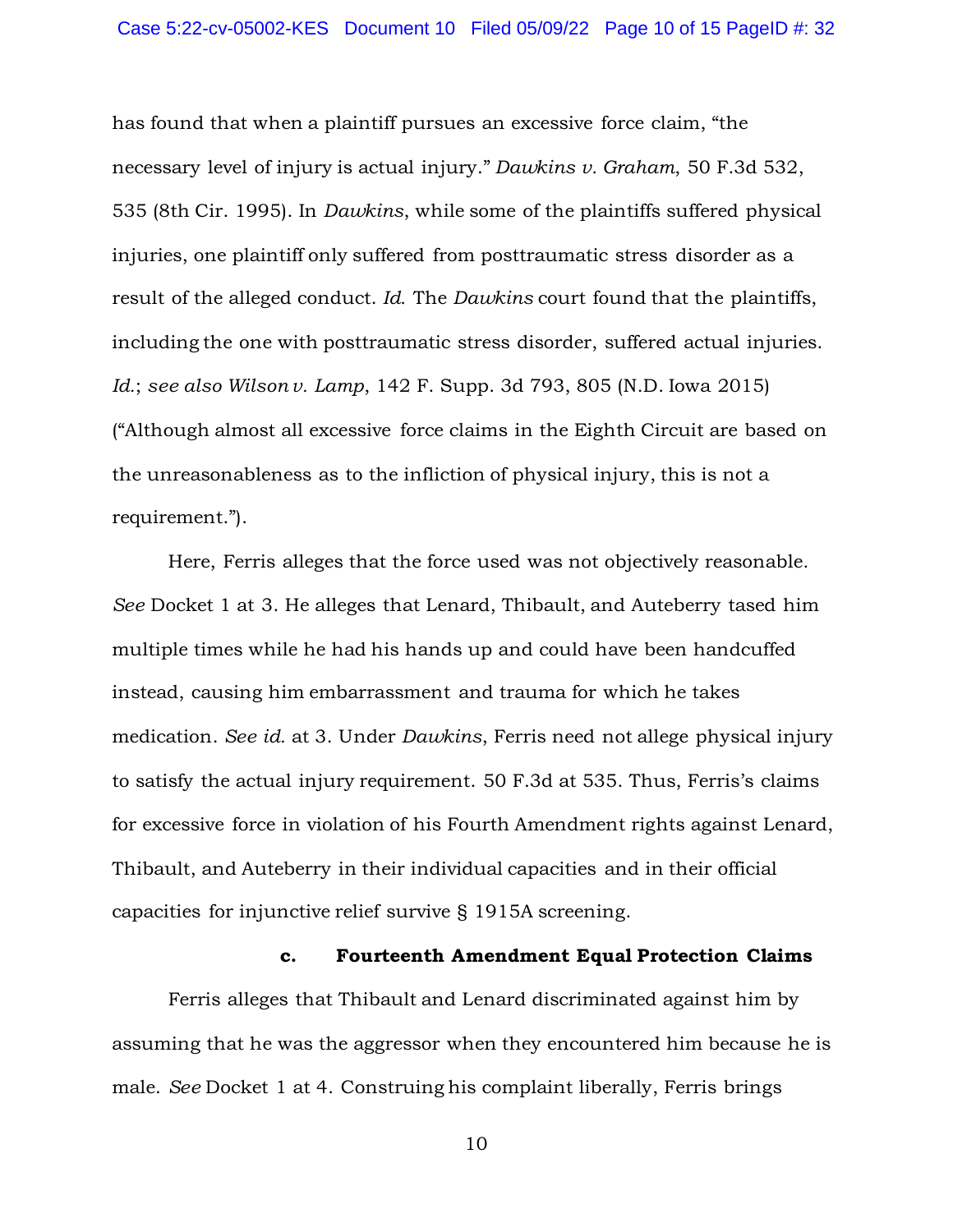has found that when a plaintiff pursues an excessive force claim, "the necessary level of injury is actual injury." *Dawkins v. Graham*, 50 F.3d 532, 535 (8th Cir. 1995). In *Dawkins*, while some of the plaintiffs suffered physical injuries, one plaintiff only suffered from posttraumatic stress disorder as a result of the alleged conduct. *Id.* The *Dawkins* court found that the plaintiffs, including the one with posttraumatic stress disorder, suffered actual injuries. *Id.*; *see also Wilson v. Lamp*, 142 F. Supp. 3d 793, 805 (N.D. Iowa 2015) ("Although almost all excessive force claims in the Eighth Circuit are based on the unreasonableness as to the infliction of physical injury, this is not a requirement.").

Here, Ferris alleges that the force used was not objectively reasonable. *See* Docket 1 at 3. He alleges that Lenard, Thibault, and Auteberry tased him multiple times while he had his hands up and could have been handcuffed instead, causing him embarrassment and trauma for which he takes medication. *See id.* at 3. Under *Dawkins*, Ferris need not allege physical injury to satisfy the actual injury requirement. 50 F.3d at 535. Thus, Ferris's claims for excessive force in violation of his Fourth Amendment rights against Lenard, Thibault, and Auteberry in their individual capacities and in their official capacities for injunctive relief survive § 1915A screening.

### c. Fourteenth Amendment Equal Protection Claims

Ferris alleges that Thibault and Lenard discriminated against him by assuming that he was the aggressor when they encountered him because he is male. *See* Docket 1 at 4. Construing his complaint liberally, Ferris brings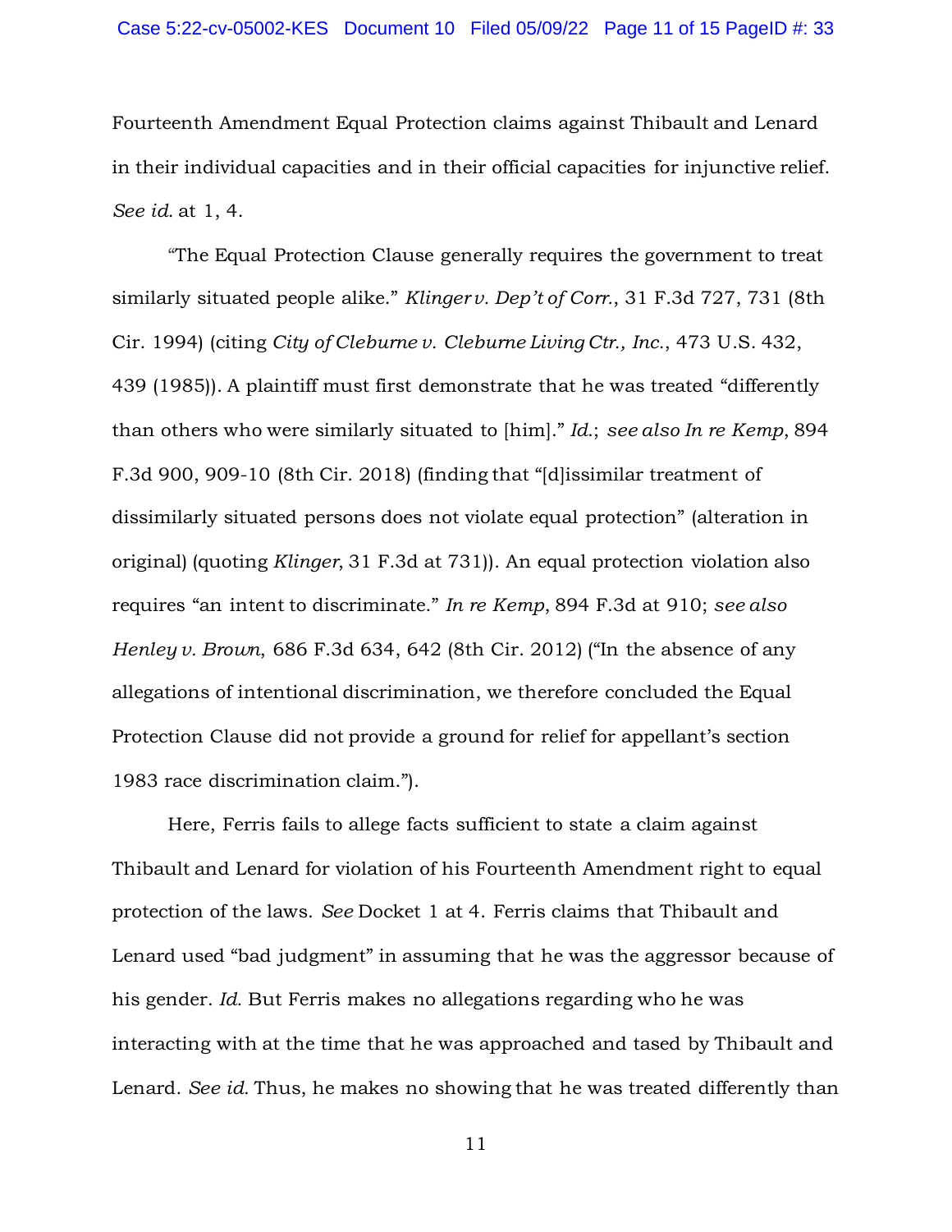Fourteenth Amendment Equal Protection claims against Thibault and Lenard in their individual capacities and in their official capacities for injunctive relief. *See id.* at 1, 4.

"The Equal Protection Clause generally requires the government to treat similarly situated people alike." *Klinger v. Dep't of Corr.*, 31 F.3d 727, 731 (8th Cir. 1994) (citing *City of Cleburne v. Cleburne Living Ctr., Inc.*, 473 U.S. 432, 439 (1985)). A plaintiff must first demonstrate that he was treated "differently than others who were similarly situated to [him]." *Id.*; *see also In re Kemp*, 894 F.3d 900, 909-10 (8th Cir. 2018) (finding that "[d]issimilar treatment of dissimilarly situated persons does not violate equal protection" (alteration in original) (quoting *Klinger*, 31 F.3d at 731)). An equal protection violation also requires "an intent to discriminate." *In re Kemp*, 894 F.3d at 910; *see also Henley v. Brown*, 686 F.3d 634, 642 (8th Cir. 2012) ("In the absence of any allegations of intentional discrimination, we therefore concluded the Equal Protection Clause did not provide a ground for relief for appellant's section 1983 race discrimination claim.").

Here, Ferris fails to allege facts sufficient to state a claim against Thibault and Lenard for violation of his Fourteenth Amendment right to equal protection of the laws. *See* Docket 1 at 4. Ferris claims that Thibault and Lenard used "bad judgment" in assuming that he was the aggressor because of his gender. *Id.* But Ferris makes no allegations regarding who he was interacting with at the time that he was approached and tased by Thibault and Lenard. *See id.* Thus, he makes no showing that he was treated differently than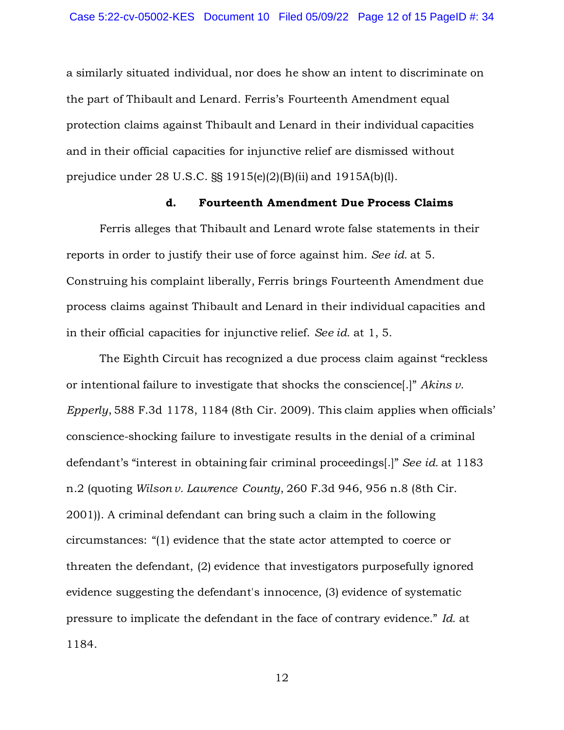a similarly situated individual, nor does he show an intent to discriminate on the part of Thibault and Lenard. Ferris's Fourteenth Amendment equal protection claims against Thibault and Lenard in their individual capacities and in their official capacities for injunctive relief are dismissed without prejudice under 28 U.S.C. §§ 1915(e)(2)(B)(ii) and 1915A(b)(l).

### d. Fourteenth Amendment Due Process Claims

Ferris alleges that Thibault and Lenard wrote false statements in their reports in order to justify their use of force against him. *See id.* at 5. Construing his complaint liberally, Ferris brings Fourteenth Amendment due process claims against Thibault and Lenard in their individual capacities and in their official capacities for injunctive relief. *See id.* at 1, 5.

The Eighth Circuit has recognized a due process claim against "reckless or intentional failure to investigate that shocks the conscience[.]" *Akins v. Epperly*, 588 F.3d 1178, 1184 (8th Cir. 2009). This claim applies when officials' conscience-shocking failure to investigate results in the denial of a criminal defendant's "interest in obtaining fair criminal proceedings[.]" *See id.* at 1183 n.2 (quoting *Wilson v. Lawrence County*, 260 F.3d 946, 956 n.8 (8th Cir. 2001)). A criminal defendant can bring such a claim in the following circumstances: "(1) evidence that the state actor attempted to coerce or threaten the defendant, (2) evidence that investigators purposefully ignored evidence suggesting the defendant's innocence, (3) evidence of systematic pressure to implicate the defendant in the face of contrary evidence." *Id.* at 1184.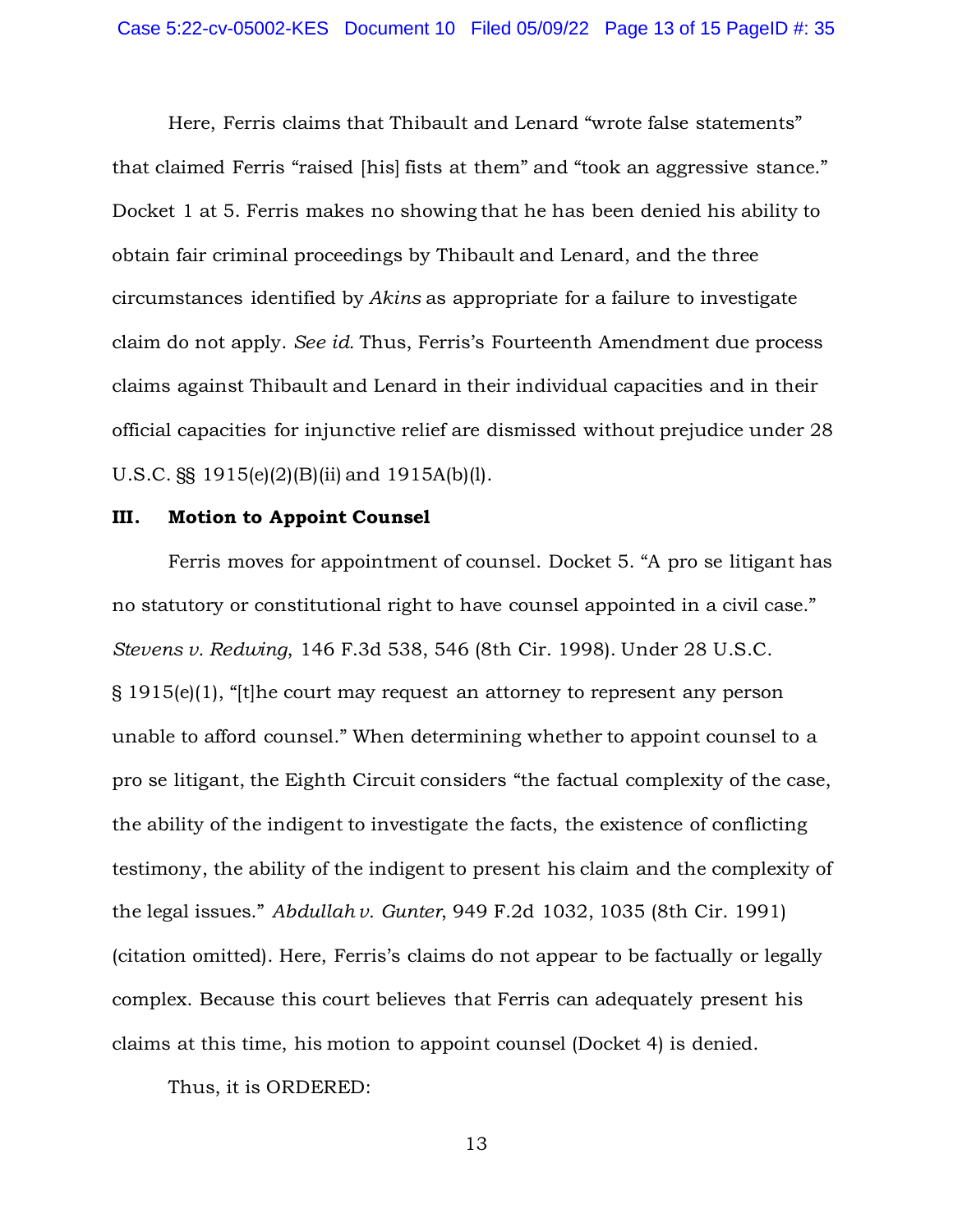Here, Ferris claims that Thibault and Lenard "wrote false statements" that claimed Ferris "raised [his] fists at them" and "took an aggressive stance." Docket 1 at 5. Ferris makes no showing that he has been denied his ability to obtain fair criminal proceedings by Thibault and Lenard, and the three circumstances identified by *Akins* as appropriate for a failure to investigate claim do not apply. *See id.* Thus, Ferris's Fourteenth Amendment due process claims against Thibault and Lenard in their individual capacities and in their official capacities for injunctive relief are dismissed without prejudice under 28 U.S.C. §§ 1915(e)(2)(B)(ii) and 1915A(b)(l).

### III. Motion to Appoint Counsel

Ferris moves for appointment of counsel. Docket 5. "A pro se litigant has no statutory or constitutional right to have counsel appointed in a civil case." *Stevens v. Redwing*, 146 F.3d 538, 546 (8th Cir. 1998). Under 28 U.S.C. § 1915(e)(1), "[t]he court may request an attorney to represent any person unable to afford counsel." When determining whether to appoint counsel to a pro se litigant, the Eighth Circuit considers "the factual complexity of the case, the ability of the indigent to investigate the facts, the existence of conflicting testimony, the ability of the indigent to present his claim and the complexity of the legal issues." *Abdullah v. Gunter*, 949 F.2d 1032, 1035 (8th Cir. 1991) (citation omitted). Here, Ferris's claims do not appear to be factually or legally complex. Because this court believes that Ferris can adequately present his claims at this time, his motion to appoint counsel (Docket 4) is denied.

Thus, it is ORDERED: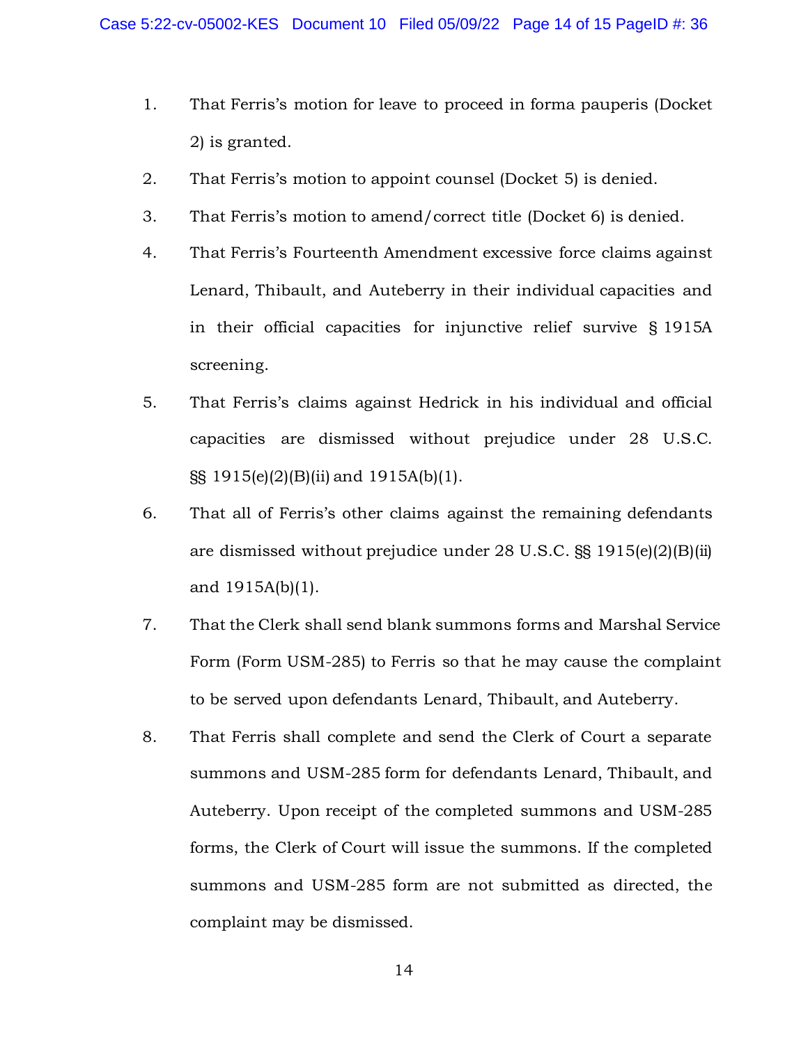1. That Ferris's motion for leave to proceed in forma pauperis (Docket 2) is granted.
2. That Ferris's motion to appoint counsel (Docket 5) is denied.
3. That Ferris's motion to amend/correct title (Docket 6) is denied.
4. That Ferris's Fourteenth Amendment excessive force claims against Lenard, Thibault, and Auteberry in their individual capacities and in their official capacities for injunctive relief survive § 1915A screening.
5. That Ferris's claims against Hedrick in his individual and official capacities are dismissed without prejudice under 28 U.S.C. §§ 1915(e)(2)(B)(ii) and 1915A(b)(1).
6. That all of Ferris's other claims against the remaining defendants are dismissed without prejudice under 28 U.S.C. §§ 1915(e)(2)(B)(ii) and 1915A(b)(1).
7. That the Clerk shall send blank summons forms and Marshal Service Form (Form USM-285) to Ferris so that he may cause the complaint to be served upon defendants Lenard, Thibault, and Auteberry.
8. That Ferris shall complete and send the Clerk of Court a separate summons and USM-285 form for defendants Lenard, Thibault, and Auteberry. Upon receipt of the completed summons and USM-285 forms, the Clerk of Court will issue the summons. If the completed summons and USM-285 form are not submitted as directed, the complaint may be dismissed.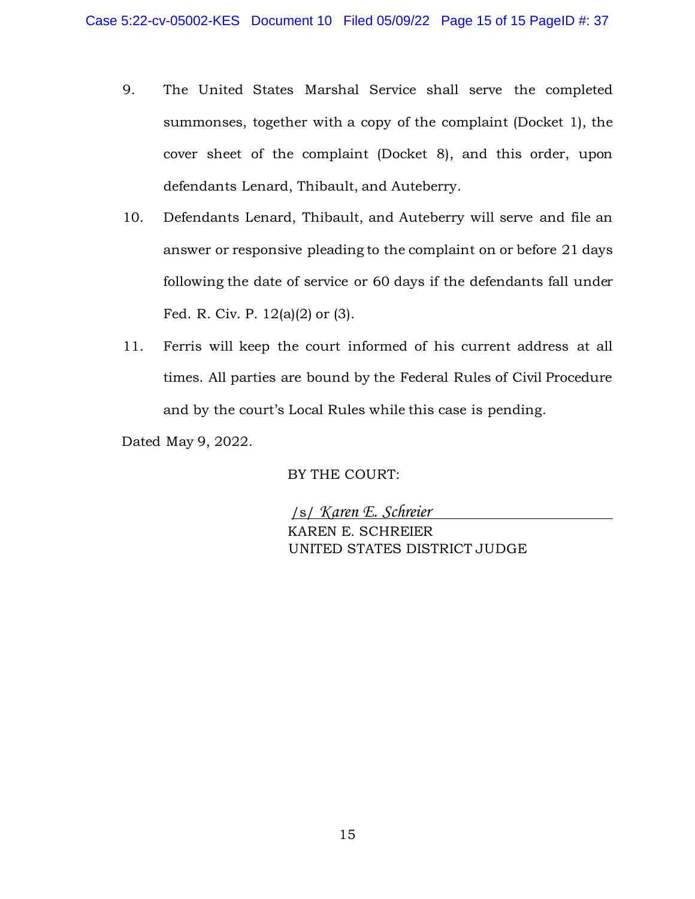9. The United States Marshal Service shall serve the completed summonses, together with a copy of the complaint (Docket 1), the cover sheet of the complaint (Docket 8), and this order, upon defendants Lenard, Thibault, and Auteberry.

10. Defendants Lenard, Thibault, and Auteberry will serve and file an answer or responsive pleading to the complaint on or before 21 days following the date of service or 60 days if the defendants fall under Fed. R. Civ. P. 12(a)(2) or (3).

11. Ferris will keep the court informed of his current address at all times. All parties are bound by the Federal Rules of Civil Procedure and by the court's Local Rules while this case is pending.

Dated May 9, 2022.

BY THE COURT:

/s/ *Karen E. Schreier*
KAREN E. SCHREIER
UNITED STATES DISTRICT JUDGE